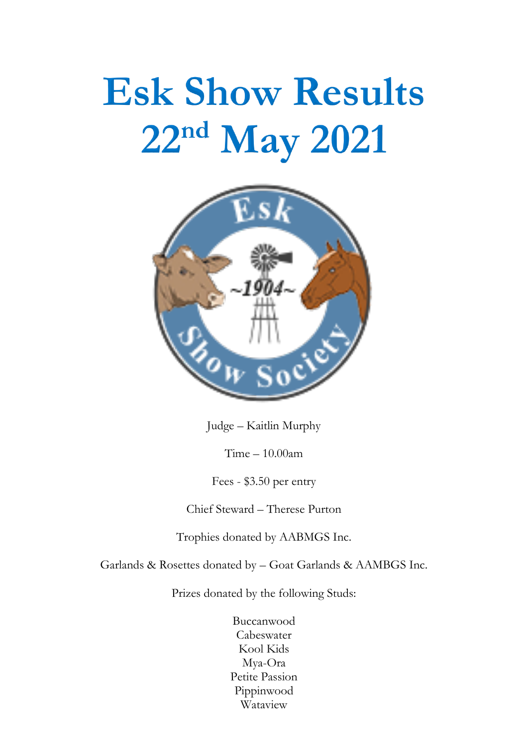# Esk Show Results 22nd May 2021

Judge – Kaitlin Murphy

Time – 10.00am

Fees - $3.50 per entry

Chief Steward – Therese Purton

Trophies donated by AABMGS Inc.

Garlands & Rosettes donated by – Goat Garlands & AAMBGS Inc.

Prizes donated by the following Studs:

Buccanwood
Cabeswater
Kool Kids
Mya-Ora
Petite Passion
Pippinwood
Wataview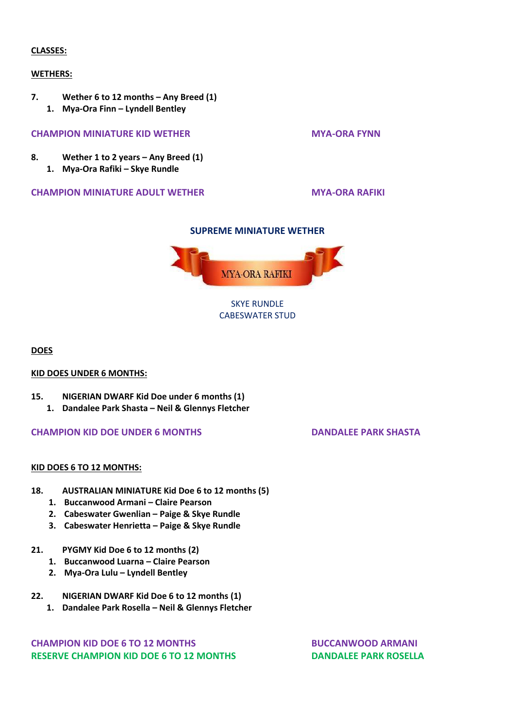**CLASSES:**

**WETHERS:**

**7. Wether 6 to 12 months – Any Breed (1)**

1. **Mya-Ora Finn – Lyndell Bentley**

**CHAMPION MINIATURE KID WETHER** **MYA-ORA FYNN**

**8. Wether 1 to 2 years – Any Breed (1)**

1. **Mya-Ora Rafiki – Skye Rundle**

**CHAMPION MINIATURE ADULT WETHER** **MYA-ORA RAFIKI**

**SUPREME MINIATURE WETHER**

MYA-ORA RAFIKI

SKYE RUNDLE
CABESWATER STUD

**DOES**

**KID DOES UNDER 6 MONTHS:**

**15. NIGERIAN DWARF Kid Doe under 6 months (1)**

1. **Dandalee Park Shasta – Neil & Glennys Fletcher**

**CHAMPION KID DOE UNDER 6 MONTHS** **DANDALEE PARK SHASTA**

**KID DOES 6 TO 12 MONTHS:**

**18. AUSTRALIAN MINIATURE Kid Doe 6 to 12 months (5)**

1. **Buccanwood Armani – Claire Pearson**
2. **Cabeswater Gwenlian – Paige & Skye Rundle**
3. **Cabeswater Henrietta – Paige & Skye Rundle**

**21. PYGMY Kid Doe 6 to 12 months (2)**

1. **Buccanwood Luarna – Claire Pearson**
2. **Mya-Ora Lulu – Lyndell Bentley**

**22. NIGERIAN DWARF Kid Doe 6 to 12 months (1)**

1. **Dandalee Park Rosella – Neil & Glennys Fletcher**

**CHAMPION KID DOE 6 TO 12 MONTHS** **BUCCANWOOD ARMANI**
**RESERVE CHAMPION KID DOE 6 TO 12 MONTHS** **DANDALEE PARK ROSELLA**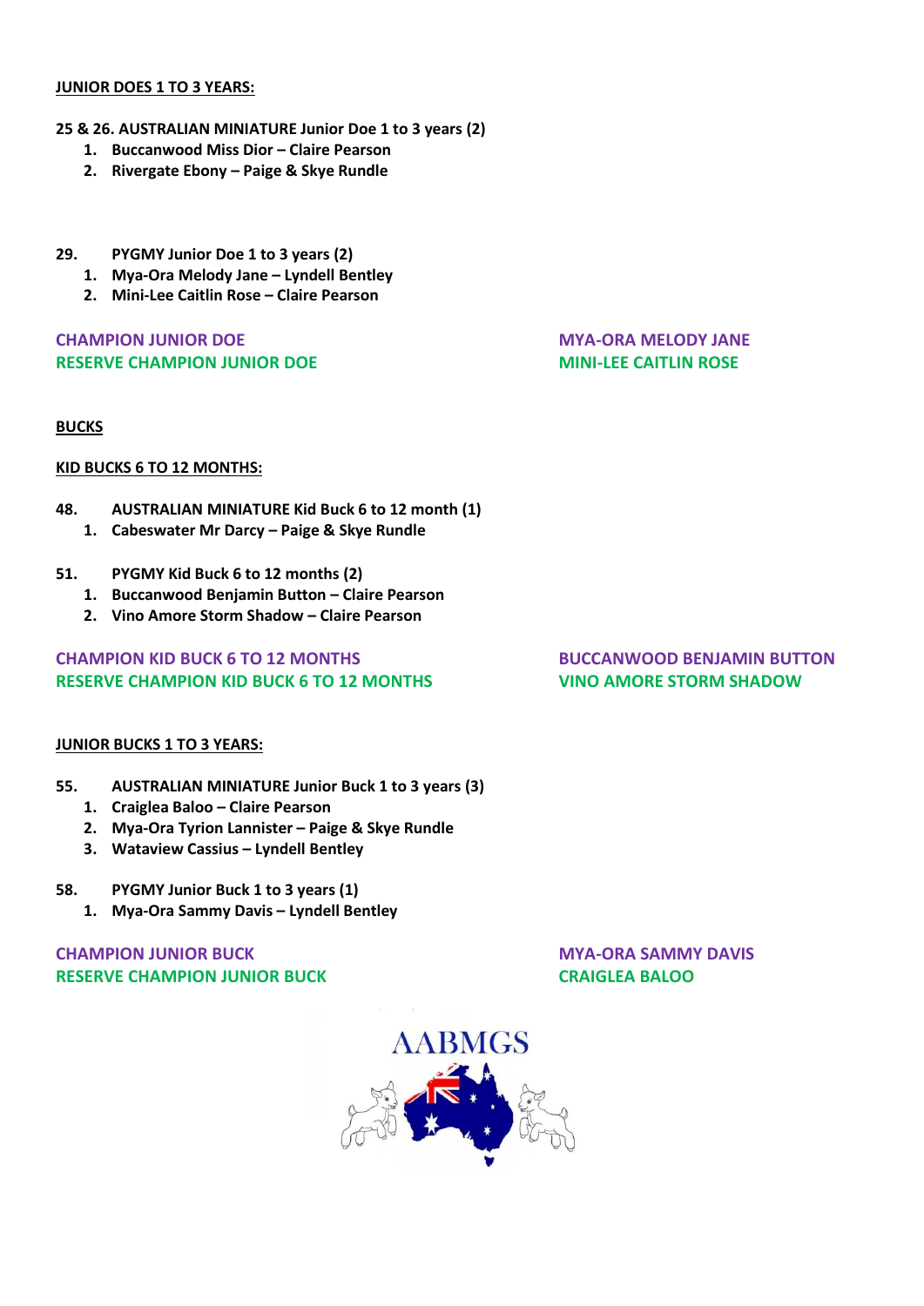**JUNIOR DOES 1 TO 3 YEARS:**

**25 & 26. AUSTRALIAN MINIATURE Junior Doe 1 to 3 years (2)**

1. **Buccanwood Miss Dior – Claire Pearson**
2. **Rivergate Ebony – Paige & Skye Rundle**

**29. PYGMY Junior Doe 1 to 3 years (2)**

1. **Mya-Ora Melody Jane – Lyndell Bentley**
2. **Mini-Lee Caitlin Rose – Claire Pearson**

**CHAMPION JUNIOR DOE** — **MYA-ORA MELODY JANE**
**RESERVE CHAMPION JUNIOR DOE** — **MINI-LEE CAITLIN ROSE**

**BUCKS**

**KID BUCKS 6 TO 12 MONTHS:**

**48. AUSTRALIAN MINIATURE Kid Buck 6 to 12 month (1)**

1. **Cabeswater Mr Darcy – Paige & Skye Rundle**

**51. PYGMY Kid Buck 6 to 12 months (2)**

1. **Buccanwood Benjamin Button – Claire Pearson**
2. **Vino Amore Storm Shadow – Claire Pearson**

**CHAMPION KID BUCK 6 TO 12 MONTHS** — **BUCCANWOOD BENJAMIN BUTTON**
**RESERVE CHAMPION KID BUCK 6 TO 12 MONTHS** — **VINO AMORE STORM SHADOW**

**JUNIOR BUCKS 1 TO 3 YEARS:**

**55. AUSTRALIAN MINIATURE Junior Buck 1 to 3 years (3)**

1. **Craiglea Baloo – Claire Pearson**
2. **Mya-Ora Tyrion Lannister – Paige & Skye Rundle**
3. **Wataview Cassius – Lyndell Bentley**

**58. PYGMY Junior Buck 1 to 3 years (1)**

1. **Mya-Ora Sammy Davis – Lyndell Bentley**

**CHAMPION JUNIOR BUCK** — **MYA-ORA SAMMY DAVIS**
**RESERVE CHAMPION JUNIOR BUCK** — **CRAIGLEA BALOO**

AABMGS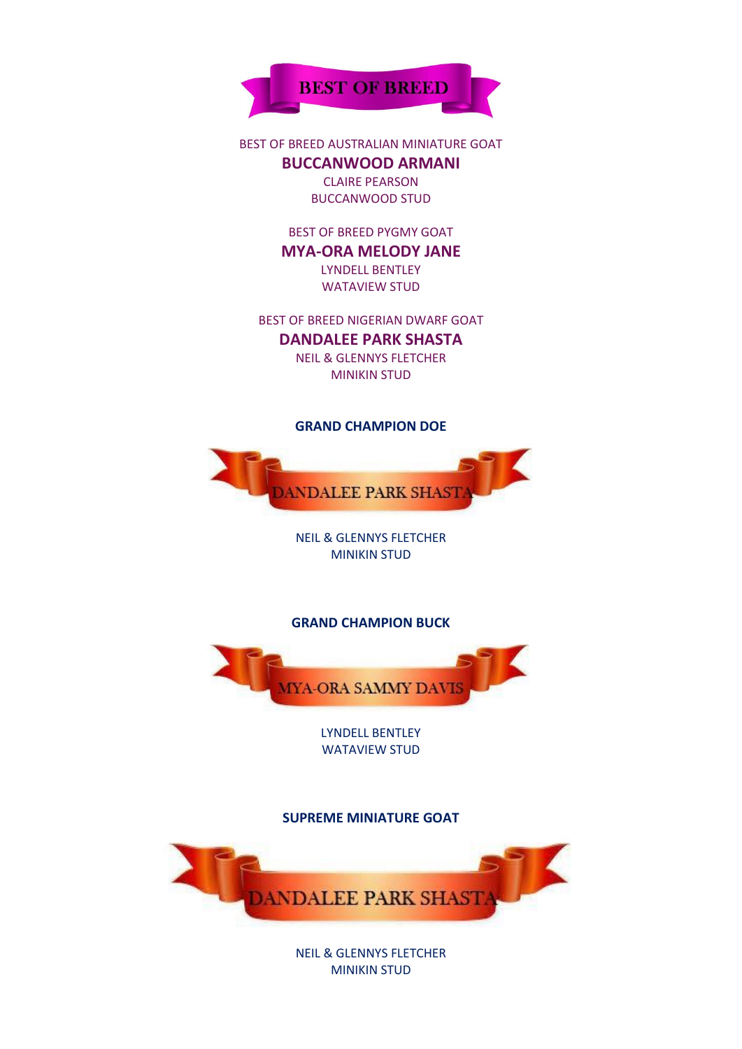# BEST OF BREED

BEST OF BREED AUSTRALIAN MINIATURE GOAT

**BUCCANWOOD ARMANI**

CLAIRE PEARSON

BUCCANWOOD STUD

BEST OF BREED PYGMY GOAT

**MYA-ORA MELODY JANE**

LYNDELL BENTLEY

WATAVIEW STUD

BEST OF BREED NIGERIAN DWARF GOAT

**DANDALEE PARK SHASTA**

NEIL & GLENNYS FLETCHER

MINIKIN STUD

## GRAND CHAMPION DOE

DANDALEE PARK SHASTA

NEIL & GLENNYS FLETCHER

MINIKIN STUD

## GRAND CHAMPION BUCK

MYA-ORA SAMMY DAVIS

LYNDELL BENTLEY

WATAVIEW STUD

## SUPREME MINIATURE GOAT

DANDALEE PARK SHASTA

NEIL & GLENNYS FLETCHER

MINIKIN STUD